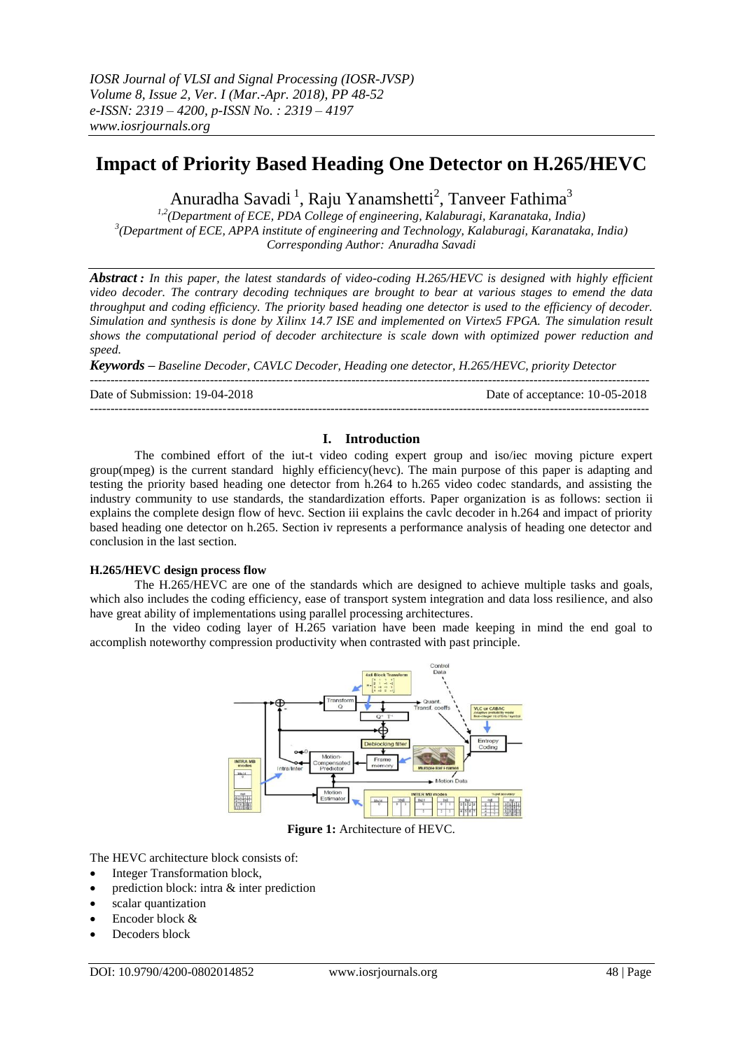# Impact of Priority Based Heading One Detector on H.265/HEVC

Anuradha Savadi [1], Raju Yanamshetti[2], Tanveer Fathima[3]

[1,2](Department of ECE, PDA College of engineering, Kalaburagi, Karanataka, India)
[3](Department of ECE, APPA institute of engineering and Technology, Kalaburagi, Karanataka, India)
Corresponding Author: Anuradha Savadi

***Abstract :*** *In this paper, the latest standards of video-coding H.265/HEVC is designed with highly efficient video decoder. The contrary decoding techniques are brought to bear at various stages to emend the data throughput and coding efficiency. The priority based heading one detector is used to the efficiency of decoder. Simulation and synthesis is done by Xilinx 14.7 ISE and implemented on Virtex5 FPGA. The simulation result shows the computational period of decoder architecture is scale down with optimized power reduction and speed.*

***Keywords –*** *Baseline Decoder, CAVLC Decoder, Heading one detector, H.265/HEVC, priority Detector*

---

Date of Submission: 19-04-2018 | Date of acceptance: 10-05-2018

---

## I. Introduction

The combined effort of the iut-t video coding expert group and iso/iec moving picture expert group(mpeg) is the current standard highly efficiency(hevc). The main purpose of this paper is adapting and testing the priority based heading one detector from h.264 to h.265 video codec standards, and assisting the industry community to use standards, the standardization efforts. Paper organization is as follows: section ii explains the complete design flow of hevc. Section iii explains the cavlc decoder in h.264 and impact of priority based heading one detector on h.265. Section iv represents a performance analysis of heading one detector and conclusion in the last section.

### H.265/HEVC design process flow

The H.265/HEVC are one of the standards which are designed to achieve multiple tasks and goals, which also includes the coding efficiency, ease of transport system integration and data loss resilience, and also have great ability of implementations using parallel processing architectures.

In the video coding layer of H.265 variation have been made keeping in mind the end goal to accomplish noteworthy compression productivity when contrasted with past principle.

**Figure 1:** Architecture of HEVC.

The HEVC architecture block consists of:

- Integer Transformation block,
- prediction block: intra & inter prediction
- scalar quantization
- Encoder block &
- Decoders block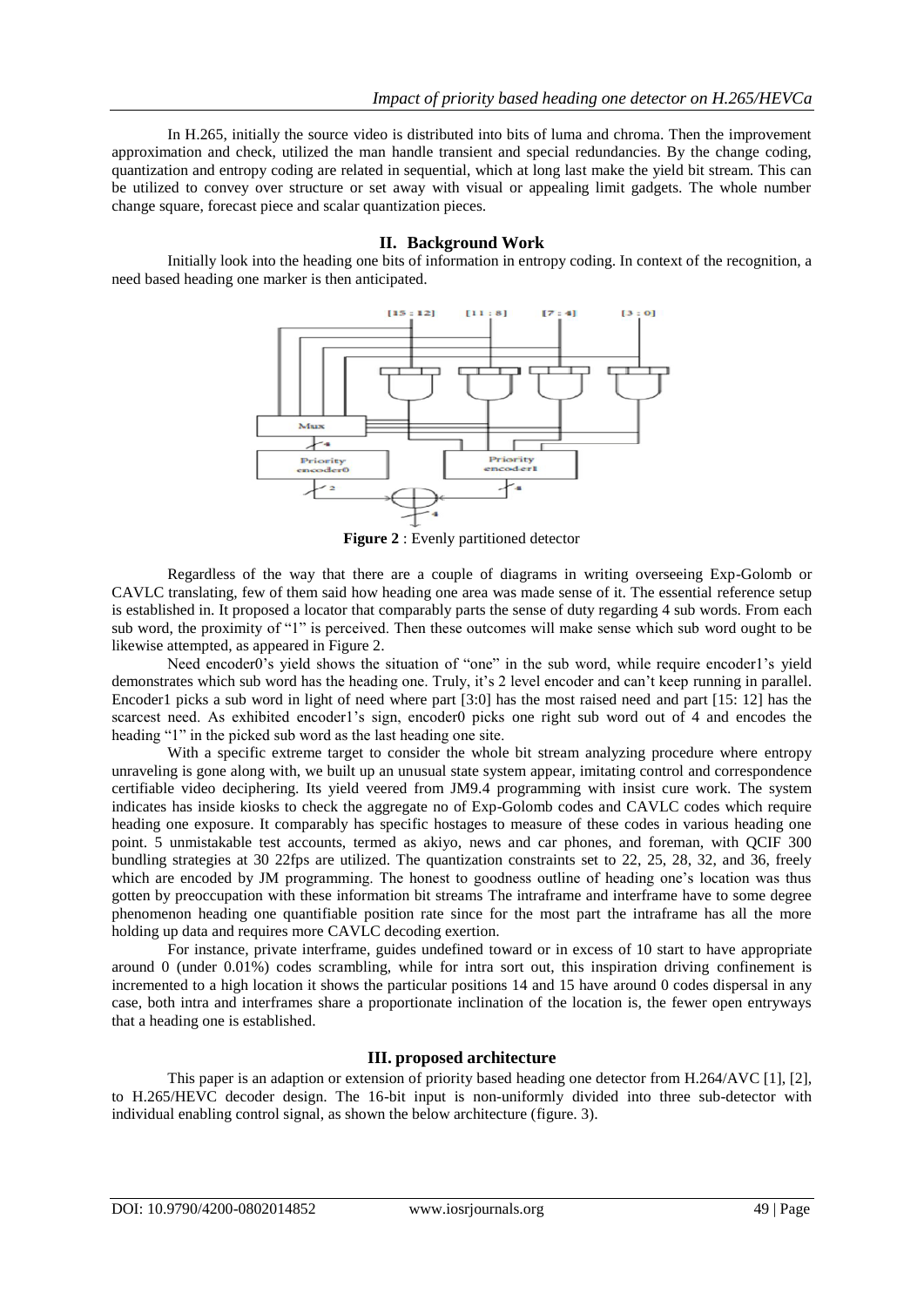In H.265, initially the source video is distributed into bits of luma and chroma. Then the improvement approximation and check, utilized the man handle transient and special redundancies. By the change coding, quantization and entropy coding are related in sequential, which at long last make the yield bit stream. This can be utilized to convey over structure or set away with visual or appealing limit gadgets. The whole number change square, forecast piece and scalar quantization pieces.

## II. Background Work

Initially look into the heading one bits of information in entropy coding. In context of the recognition, a need based heading one marker is then anticipated.

**Figure 2** : Evenly partitioned detector

Regardless of the way that there are a couple of diagrams in writing overseeing Exp-Golomb or CAVLC translating, few of them said how heading one area was made sense of it. The essential reference setup is established in. It proposed a locator that comparably parts the sense of duty regarding 4 sub words. From each sub word, the proximity of "1" is perceived. Then these outcomes will make sense which sub word ought to be likewise attempted, as appeared in Figure 2.

Need encoder0's yield shows the situation of "one" in the sub word, while require encoder1's yield demonstrates which sub word has the heading one. Truly, it's 2 level encoder and can't keep running in parallel. Encoder1 picks a sub word in light of need where part [3:0] has the most raised need and part [15: 12] has the scarcest need. As exhibited encoder1's sign, encoder0 picks one right sub word out of 4 and encodes the heading "1" in the picked sub word as the last heading one site.

With a specific extreme target to consider the whole bit stream analyzing procedure where entropy unraveling is gone along with, we built up an unusual state system appear, imitating control and correspondence certifiable video deciphering. Its yield veered from JM9.4 programming with insist cure work. The system indicates has inside kiosks to check the aggregate no of Exp-Golomb codes and CAVLC codes which require heading one exposure. It comparably has specific hostages to measure of these codes in various heading one point. 5 unmistakable test accounts, termed as akiyo, news and car phones, and foreman, with QCIF 300 bundling strategies at 30 22fps are utilized. The quantization constraints set to 22, 25, 28, 32, and 36, freely which are encoded by JM programming. The honest to goodness outline of heading one's location was thus gotten by preoccupation with these information bit streams The intraframe and interframe have to some degree phenomenon heading one quantifiable position rate since for the most part the intraframe has all the more holding up data and requires more CAVLC decoding exertion.

For instance, private interframe, guides undefined toward or in excess of 10 start to have appropriate around 0 (under 0.01%) codes scrambling, while for intra sort out, this inspiration driving confinement is incremented to a high location it shows the particular positions 14 and 15 have around 0 codes dispersal in any case, both intra and interframes share a proportionate inclination of the location is, the fewer open entryways that a heading one is established.

## III. proposed architecture

This paper is an adaption or extension of priority based heading one detector from H.264/AVC [1], [2], to H.265/HEVC decoder design. The 16-bit input is non-uniformly divided into three sub-detector with individual enabling control signal, as shown the below architecture (figure. 3).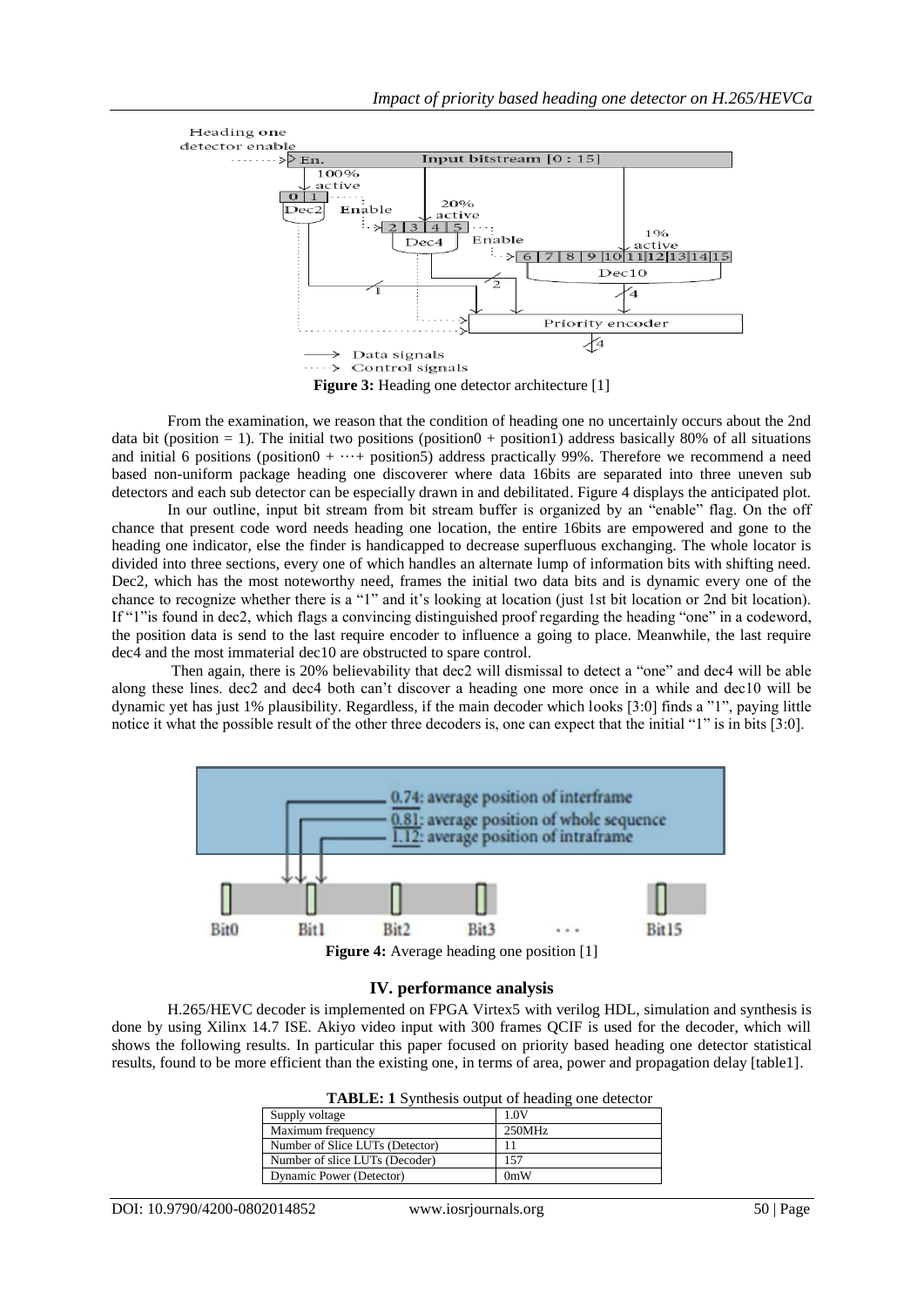**Figure 3:** Heading one detector architecture [1]

From the examination, we reason that the condition of heading one no uncertainly occurs about the 2nd data bit (position = 1). The initial two positions (position0 + position1) address basically 80% of all situations and initial 6 positions (position0 + ⋯+ position5) address practically 99%. Therefore we recommend a need based non-uniform package heading one discoverer where data 16bits are separated into three uneven sub detectors and each sub detector can be especially drawn in and debilitated. Figure 4 displays the anticipated plot.

In our outline, input bit stream from bit stream buffer is organized by an "enable" flag. On the off chance that present code word needs heading one location, the entire 16bits are empowered and gone to the heading one indicator, else the finder is handicapped to decrease superfluous exchanging. The whole locator is divided into three sections, every one of which handles an alternate lump of information bits with shifting need. Dec2, which has the most noteworthy need, frames the initial two data bits and is dynamic every one of the chance to recognize whether there is a "1" and it's looking at location (just 1st bit location or 2nd bit location). If "1"is found in dec2, which flags a convincing distinguished proof regarding the heading "one" in a codeword, the position data is send to the last require encoder to influence a going to place. Meanwhile, the last require dec4 and the most immaterial dec10 are obstructed to spare control.

Then again, there is 20% believability that dec2 will dismissal to detect a "one" and dec4 will be able along these lines. dec2 and dec4 both can't discover a heading one more once in a while and dec10 will be dynamic yet has just 1% plausibility. Regardless, if the main decoder which looks [3:0] finds a "1", paying little notice it what the possible result of the other three decoders is, one can expect that the initial "1" is in bits [3:0].

**Figure 4:** Average heading one position [1]

## IV. performance analysis

H.265/HEVC decoder is implemented on FPGA Virtex5 with verilog HDL, simulation and synthesis is done by using Xilinx 14.7 ISE. Akiyo video input with 300 frames QCIF is used for the decoder, which will shows the following results. In particular this paper focused on priority based heading one detector statistical results, found to be more efficient than the existing one, in terms of area, power and propagation delay [table1].

**TABLE: 1** Synthesis output of heading one detector

| | |
|---|---|
| Supply voltage | 1.0V |
| Maximum frequency | 250MHz |
| Number of Slice LUTs (Detector) | 11 |
| Number of slice LUTs (Decoder) | 157 |
| Dynamic Power (Detector) | 0mW |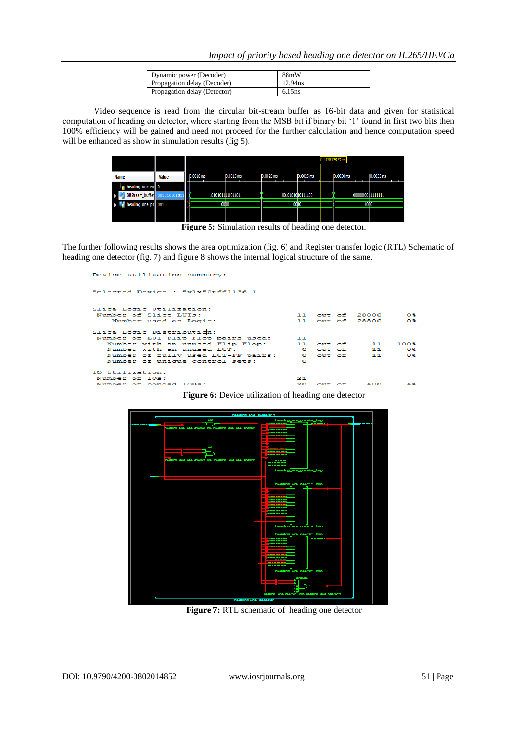| Dynamic power (Decoder) | 88mW |
| --- | --- |
| Propagation delay (Decoder) | 12.94ns |
| Propagation delay (Detector) | 6.15ns |

Video sequence is read from the circular bit-stream buffer as 16-bit data and given for statistical computation of heading on detector, where starting from the MSB bit if binary bit '1' found in first two bits then 100% efficiency will be gained and need not proceed for the further calculation and hence computation speed will be enhanced as show in simulation results (fig 5).

**Figure 5:** Simulation results of heading one detector.

The further following results shows the area optimization (fig. 6) and Register transfer logic (RTL) Schematic of heading one detector (fig. 7) and figure 8 shows the internal logical structure of the same.

```
Device utilization summary:
---------------------------

Selected Device : 5vlx50tff1136-1

Slice Logic Utilization:
 Number of Slice LUTs:                  11  out of  28800     0%
    Number used as Logic:               11  out of  28800     0%

Slice Logic Distribution:
 Number of LUT Flip Flop pairs used:    11
   Number with an unused Flip Flop:     11  out of     11   100%
   Number with an unused LUT:            0  out of     11     0%
   Number of fully used LUT-FF pairs:    0  out of     11     0%
   Number of unique control sets:        0

IO Utilization:
 Number of IOs:                         21
 Number of bonded IOBs:                 20  out of    480     4%
```

**Figure 6:** Device utilization of heading one detector

**Figure 7:** RTL schematic of heading one detector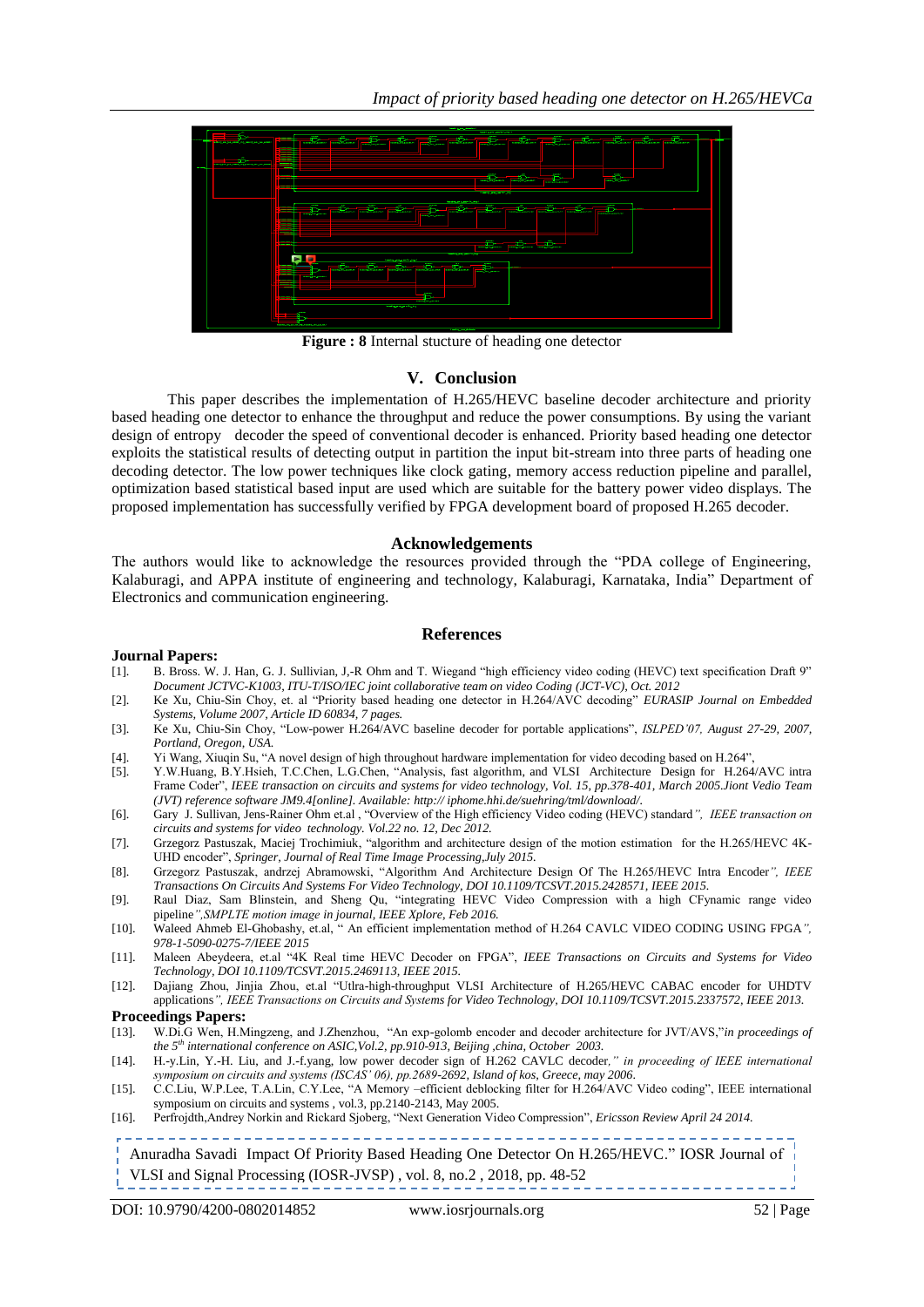**Figure : 8** Internal stucture of heading one detector

## V. Conclusion

This paper describes the implementation of H.265/HEVC baseline decoder architecture and priority based heading one detector to enhance the throughput and reduce the power consumptions. By using the variant design of entropy decoder the speed of conventional decoder is enhanced. Priority based heading one detector exploits the statistical results of detecting output in partition the input bit-stream into three parts of heading one decoding detector. The low power techniques like clock gating, memory access reduction pipeline and parallel, optimization based statistical based input are used which are suitable for the battery power video displays. The proposed implementation has successfully verified by FPGA development board of proposed H.265 decoder.

## Acknowledgements

The authors would like to acknowledge the resources provided through the "PDA college of Engineering, Kalaburagi, and APPA institute of engineering and technology, Kalaburagi, Karnataka, India" Department of Electronics and communication engineering.

## References

**Journal Papers:**

[1]. B. Bross. W. J. Han, G. J. Sullivian, J,-R Ohm and T. Wiegand "high efficiency video coding (HEVC) text specification Draft 9" *Document JCTVC-K1003, ITU-T/ISO/IEC joint collaborative team on video Coding (JCT-VC), Oct. 2012*

[2]. Ke Xu, Chiu-Sin Choy, et. al "Priority based heading one detector in H.264/AVC decoding" *EURASIP Journal on Embedded Systems, Volume 2007, Article ID 60834, 7 pages.*

[3]. Ke Xu, Chiu-Sin Choy, "Low-power H.264/AVC baseline decoder for portable applications", *ISLPED'07, August 27-29, 2007, Portland, Oregon, USA.*

[4]. Yi Wang, Xiuqin Su, "A novel design of high throughout hardware implementation for video decoding based on H.264",

[5]. Y.W.Huang, B.Y.Hsieh, T.C.Chen, L.G.Chen, "Analysis, fast algorithm, and VLSI Architecture Design for H.264/AVC intra Frame Coder", *IEEE transaction on circuits and systems for video technology, Vol. 15, pp.378-401, March 2005.Jiont Vedio Team (JVT) reference software JM9.4[online]. Available: http:// iphome.hhi.de/suehring/tml/download/.*

[6]. Gary J. Sullivan, Jens-Rainer Ohm et.al , "Overview of the High efficiency Video coding (HEVC) standard*", IEEE transaction on circuits and systems for video technology. Vol.22 no. 12, Dec 2012.*

[7]. Grzegorz Pastuszak, Maciej Trochimiuk, "algorithm and architecture design of the motion estimation for the H.265/HEVC 4K-UHD encoder", *Springer, Journal of Real Time Image Processing,July 2015.*

[8]. Grzegorz Pastuszak, andrzej Abramowski, "Algorithm And Architecture Design Of The H.265/HEVC Intra Encoder*", IEEE Transactions On Circuits And Systems For Video Technology, DOI 10.1109/TCSVT.2015.2428571, IEEE 2015.*

[9]. Raul Diaz, Sam Blinstein, and Sheng Qu, "integrating HEVC Video Compression with a high CFynamic range video pipeline*",SMPLTE motion image in journal, IEEE Xplore, Feb 2016.*

[10]. Waleed Ahmeb El-Ghobashy, et.al, " An efficient implementation method of H.264 CAVLC VIDEO CODING USING FPGA*", 978-1-5090-0275-7/IEEE 2015*

[11]. Maleen Abeydeera, et.al "4K Real time HEVC Decoder on FPGA", *IEEE Transactions on Circuits and Systems for Video Technology, DOI 10.1109/TCSVT.2015.2469113, IEEE 2015.*

[12]. Dajiang Zhou, Jinjia Zhou, et.al "Utlra-high-throughput VLSI Architecture of H.265/HEVC CABAC encoder for UHDTV applications*", IEEE Transactions on Circuits and Systems for Video Technology, DOI 10.1109/TCSVT.2015.2337572, IEEE 2013.*

**Proceedings Papers:**

[13]. W.Di.G Wen, H.Mingzeng, and J.Zhenzhou, "An exp-golomb encoder and decoder architecture for JVT/AVS,"*in proceedings of the 5th international conference on ASIC,Vol.2, pp.910-913, Beijing ,china, October 2003.*

[14]. H.-y.Lin, Y.-H. Liu, and J.-f.yang, low power decoder sign of H.262 CAVLC decoder*," in proceeding of IEEE international symposium on circuits and systems (ISCAS' 06), pp.2689-2692, Island of kos, Greece, may 2006.*

[15]. C.C.Liu, W.P.Lee, T.A.Lin, C.Y.Lee, "A Memory –efficient deblocking filter for H.264/AVC Video coding", IEEE international symposium on circuits and systems , vol.3, pp.2140-2143, May 2005.

[16]. Perfrojdth,Andrey Norkin and Rickard Sjoberg, "Next Generation Video Compression", *Ericsson Review April 24 2014.*

Anuradha Savadi Impact Of Priority Based Heading One Detector On H.265/HEVC." IOSR Journal of VLSI and Signal Processing (IOSR-JVSP) , vol. 8, no.2 , 2018, pp. 48-52